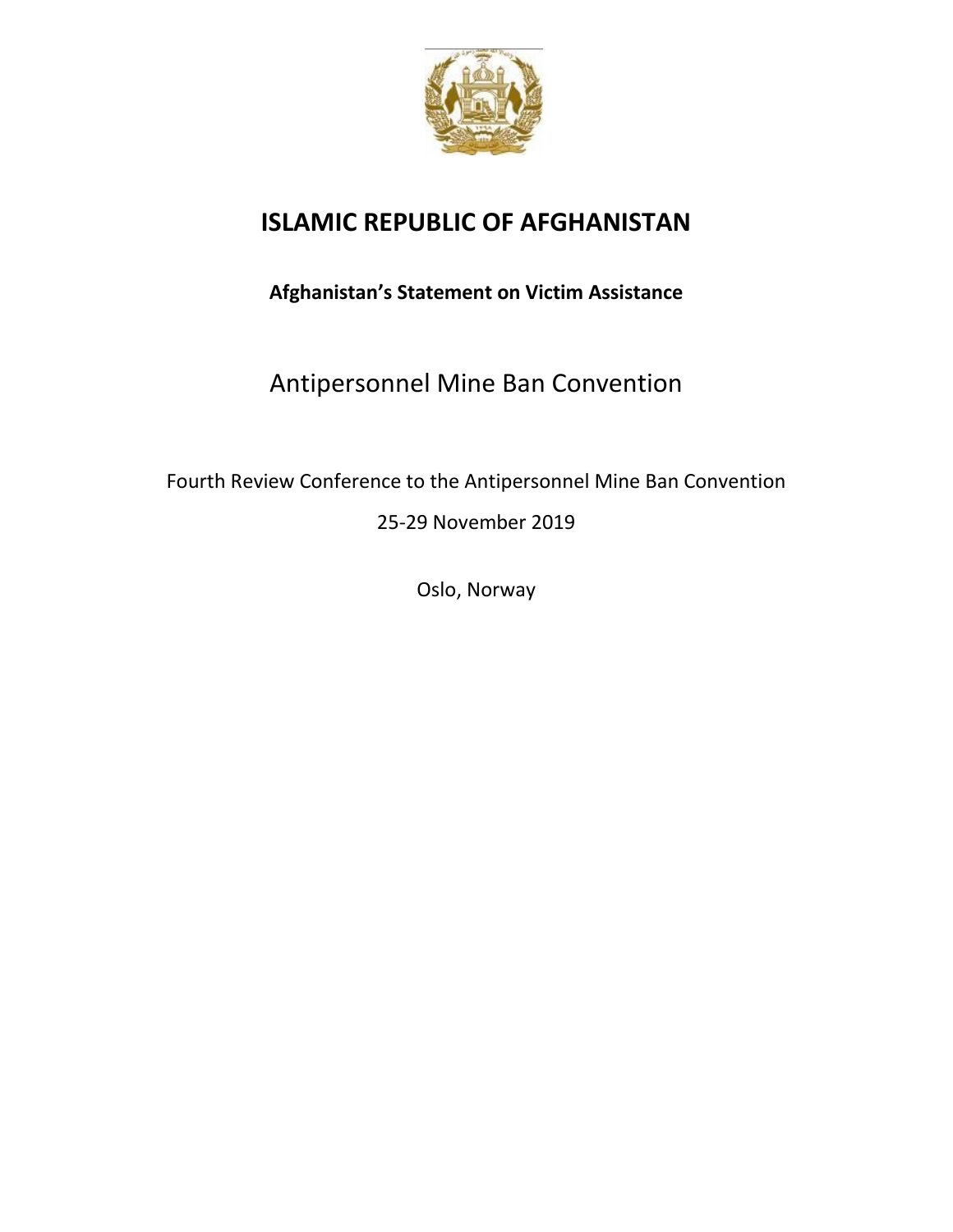# ISLAMIC REPUBLIC OF AFGHANISTAN

**Afghanistan's Statement on Victim Assistance**

## Antipersonnel Mine Ban Convention

Fourth Review Conference to the Antipersonnel Mine Ban Convention

25-29 November 2019

Oslo, Norway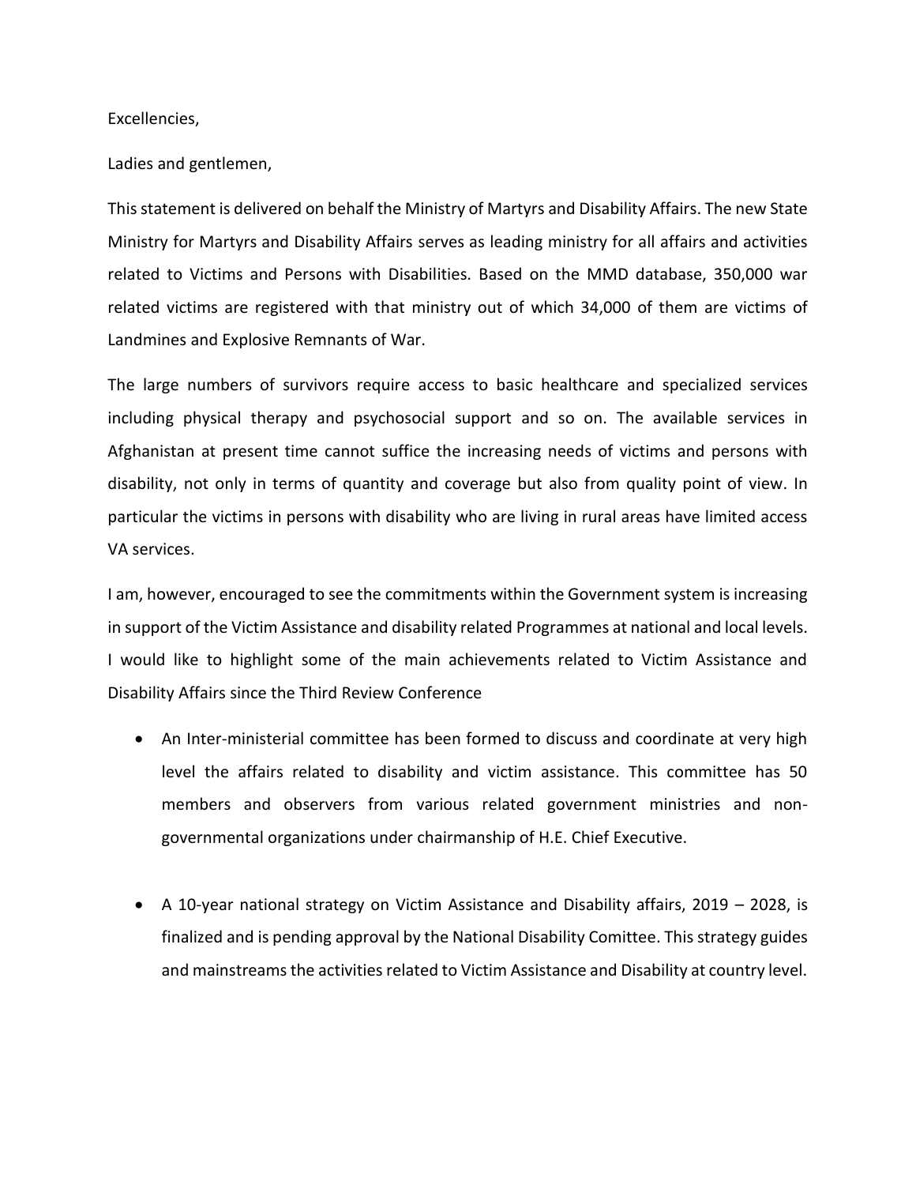Excellencies,

Ladies and gentlemen,

This statement is delivered on behalf the Ministry of Martyrs and Disability Affairs. The new State Ministry for Martyrs and Disability Affairs serves as leading ministry for all affairs and activities related to Victims and Persons with Disabilities. Based on the MMD database, 350,000 war related victims are registered with that ministry out of which 34,000 of them are victims of Landmines and Explosive Remnants of War.

The large numbers of survivors require access to basic healthcare and specialized services including physical therapy and psychosocial support and so on. The available services in Afghanistan at present time cannot suffice the increasing needs of victims and persons with disability, not only in terms of quantity and coverage but also from quality point of view. In particular the victims in persons with disability who are living in rural areas have limited access VA services.

I am, however, encouraged to see the commitments within the Government system is increasing in support of the Victim Assistance and disability related Programmes at national and local levels. I would like to highlight some of the main achievements related to Victim Assistance and Disability Affairs since the Third Review Conference

- An Inter-ministerial committee has been formed to discuss and coordinate at very high level the affairs related to disability and victim assistance. This committee has 50 members and observers from various related government ministries and non-governmental organizations under chairmanship of H.E. Chief Executive.

- A 10-year national strategy on Victim Assistance and Disability affairs, 2019 – 2028, is finalized and is pending approval by the National Disability Comittee. This strategy guides and mainstreams the activities related to Victim Assistance and Disability at country level.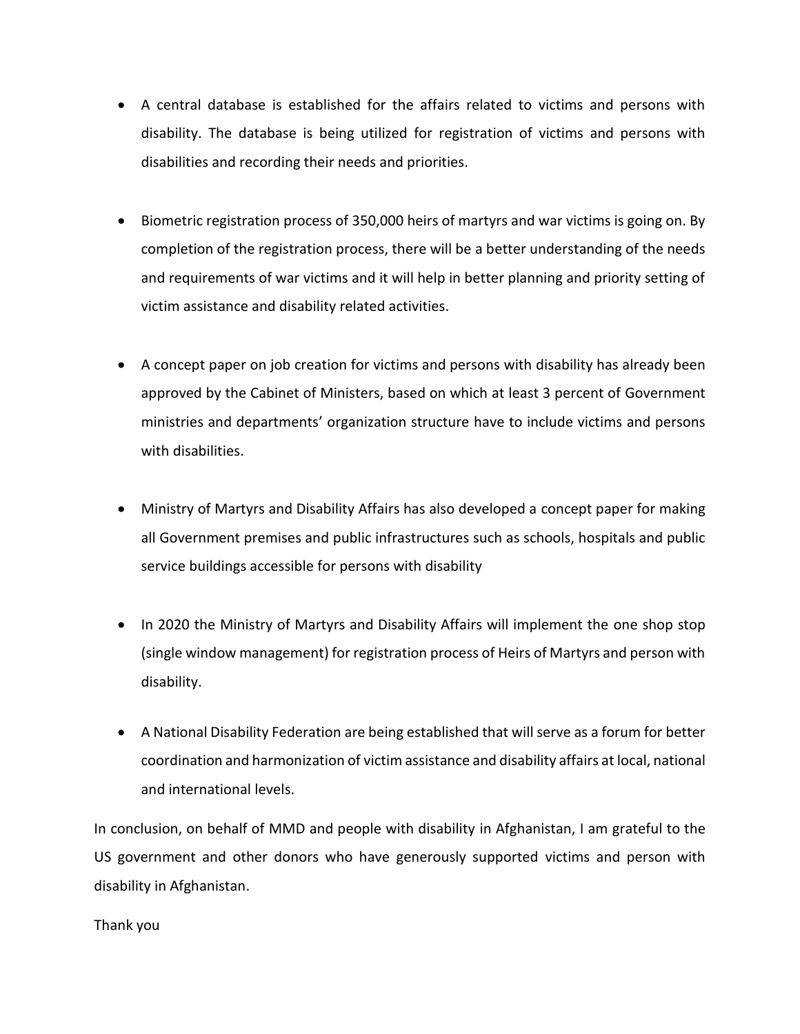- A central database is established for the affairs related to victims and persons with disability. The database is being utilized for registration of victims and persons with disabilities and recording their needs and priorities.

- Biometric registration process of 350,000 heirs of martyrs and war victims is going on. By completion of the registration process, there will be a better understanding of the needs and requirements of war victims and it will help in better planning and priority setting of victim assistance and disability related activities.

- A concept paper on job creation for victims and persons with disability has already been approved by the Cabinet of Ministers, based on which at least 3 percent of Government ministries and departments' organization structure have to include victims and persons with disabilities.

- Ministry of Martyrs and Disability Affairs has also developed a concept paper for making all Government premises and public infrastructures such as schools, hospitals and public service buildings accessible for persons with disability

- In 2020 the Ministry of Martyrs and Disability Affairs will implement the one shop stop (single window management) for registration process of Heirs of Martyrs and person with disability.

- A National Disability Federation are being established that will serve as a forum for better coordination and harmonization of victim assistance and disability affairs at local, national and international levels.

In conclusion, on behalf of MMD and people with disability in Afghanistan, I am grateful to the US government and other donors who have generously supported victims and person with disability in Afghanistan.

Thank you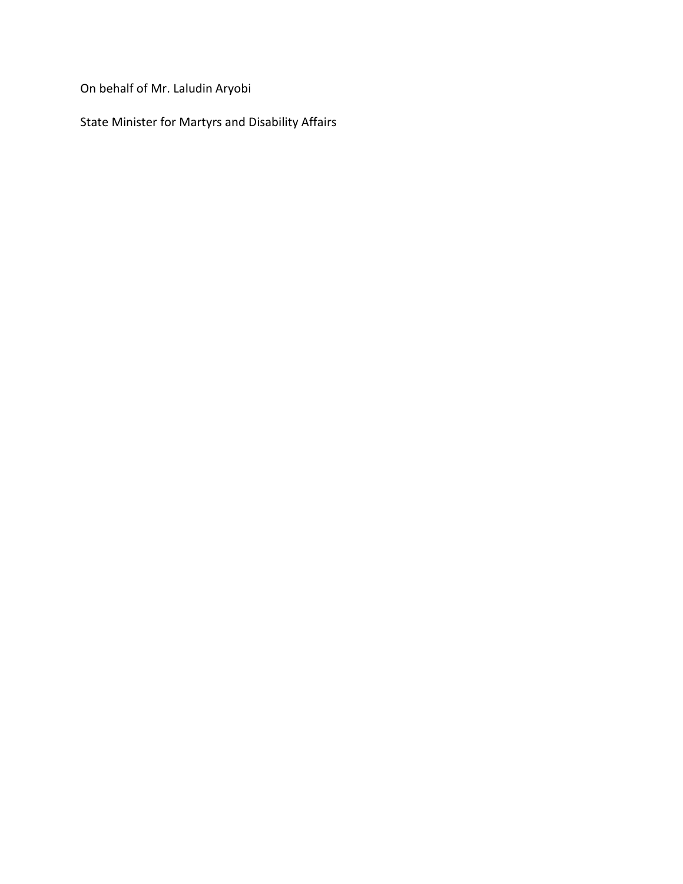On behalf of Mr. Laludin Aryobi

State Minister for Martyrs and Disability Affairs